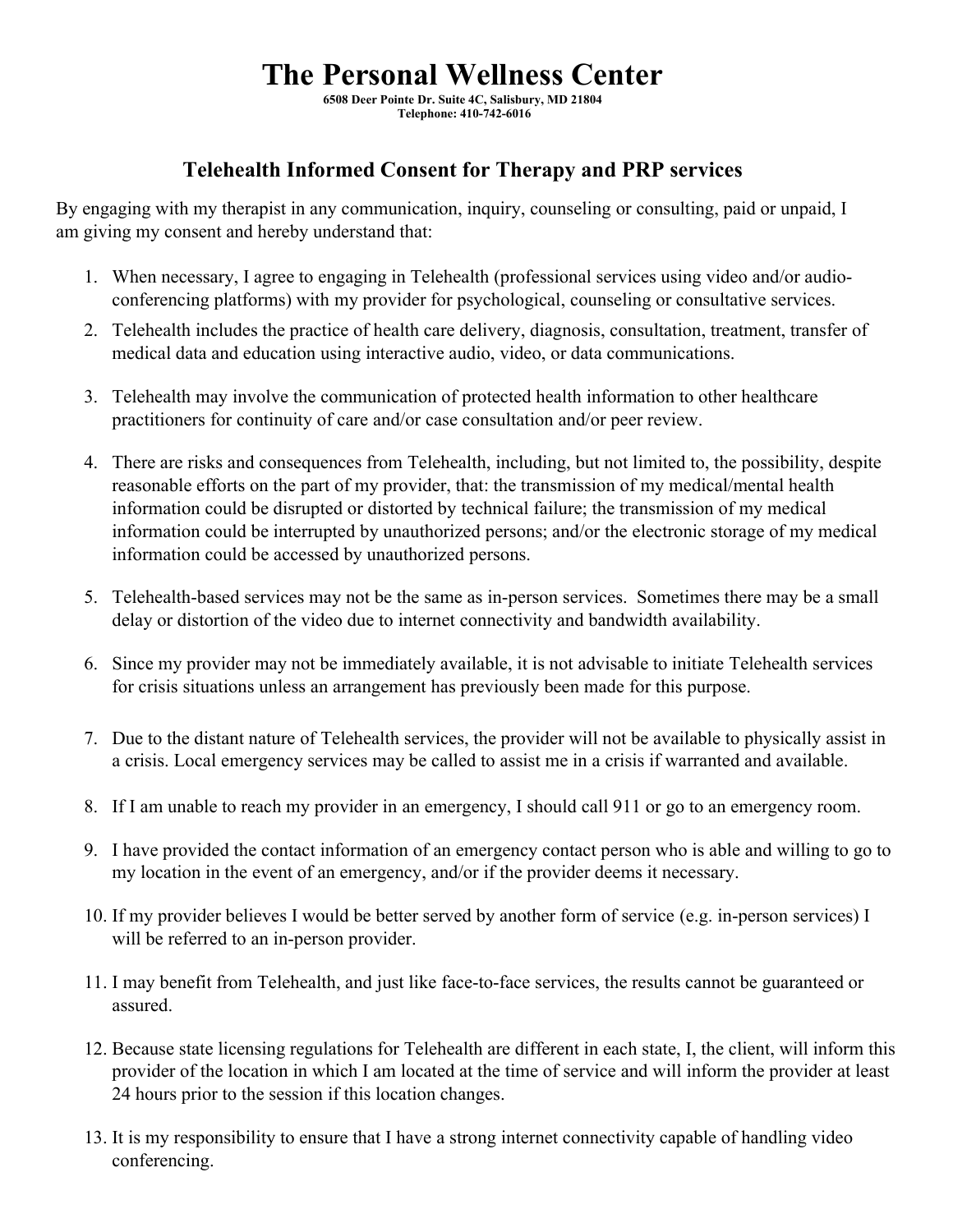# The Personal Wellness Center

**6508 Deer Pointe Dr. Suite 4C, Salisbury, MD 21804**
**Telephone: 410-742-6016**

## Telehealth Informed Consent for Therapy and PRP services

By engaging with my therapist in any communication, inquiry, counseling or consulting, paid or unpaid, I am giving my consent and hereby understand that:

1. When necessary, I agree to engaging in Telehealth (professional services using video and/or audio-conferencing platforms) with my provider for psychological, counseling or consultative services.
2. Telehealth includes the practice of health care delivery, diagnosis, consultation, treatment, transfer of medical data and education using interactive audio, video, or data communications.
3. Telehealth may involve the communication of protected health information to other healthcare practitioners for continuity of care and/or case consultation and/or peer review.
4. There are risks and consequences from Telehealth, including, but not limited to, the possibility, despite reasonable efforts on the part of my provider, that: the transmission of my medical/mental health information could be disrupted or distorted by technical failure; the transmission of my medical information could be interrupted by unauthorized persons; and/or the electronic storage of my medical information could be accessed by unauthorized persons.
5. Telehealth-based services may not be the same as in-person services. Sometimes there may be a small delay or distortion of the video due to internet connectivity and bandwidth availability.
6. Since my provider may not be immediately available, it is not advisable to initiate Telehealth services for crisis situations unless an arrangement has previously been made for this purpose.
7. Due to the distant nature of Telehealth services, the provider will not be available to physically assist in a crisis. Local emergency services may be called to assist me in a crisis if warranted and available.
8. If I am unable to reach my provider in an emergency, I should call 911 or go to an emergency room.
9. I have provided the contact information of an emergency contact person who is able and willing to go to my location in the event of an emergency, and/or if the provider deems it necessary.
10. If my provider believes I would be better served by another form of service (e.g. in-person services) I will be referred to an in-person provider.
11. I may benefit from Telehealth, and just like face-to-face services, the results cannot be guaranteed or assured.
12. Because state licensing regulations for Telehealth are different in each state, I, the client, will inform this provider of the location in which I am located at the time of service and will inform the provider at least 24 hours prior to the session if this location changes.
13. It is my responsibility to ensure that I have a strong internet connectivity capable of handling video conferencing.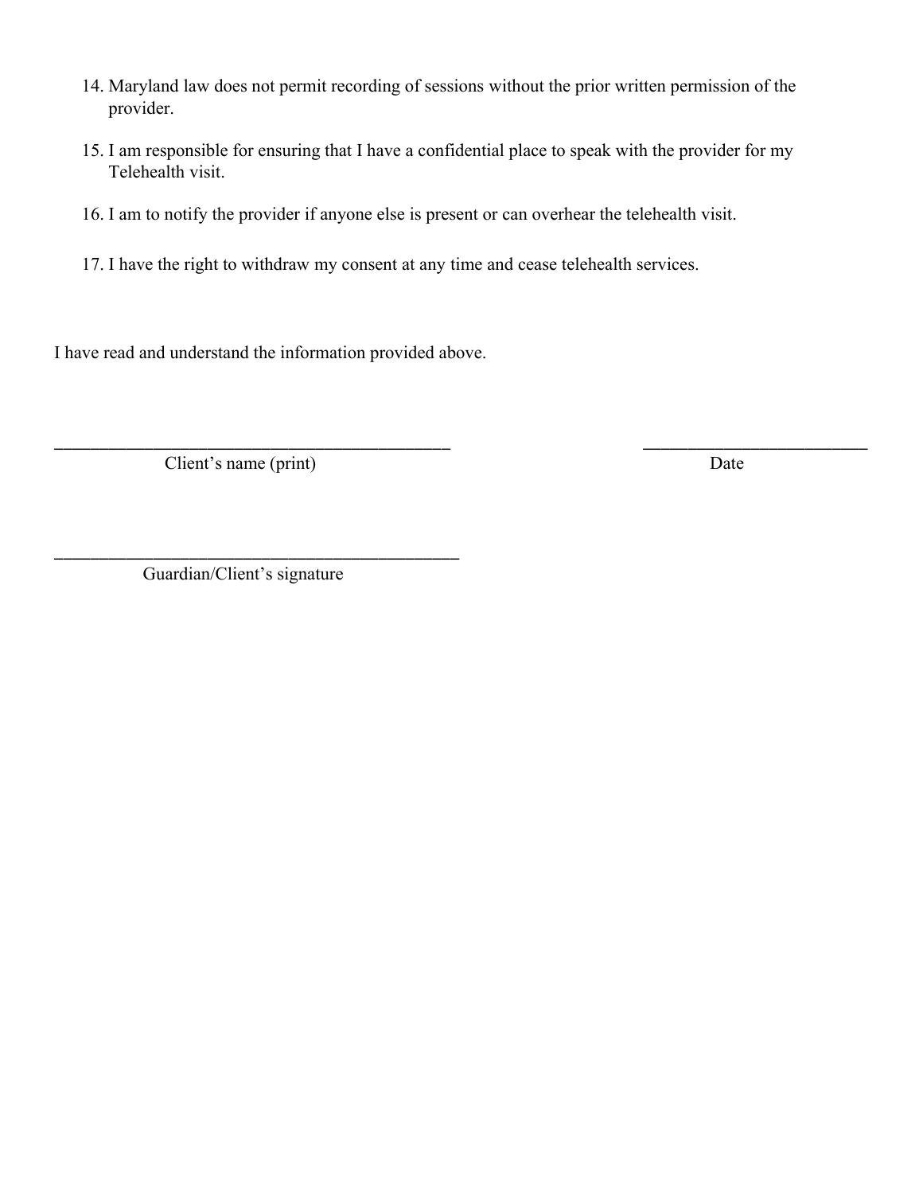14. Maryland law does not permit recording of sessions without the prior written permission of the provider.

15. I am responsible for ensuring that I have a confidential place to speak with the provider for my Telehealth visit.

16. I am to notify the provider if anyone else is present or can overhear the telehealth visit.

17. I have the right to withdraw my consent at any time and cease telehealth services.

I have read and understand the information provided above.

______________________________________________ ________________________

Client's name (print) Date

______________________________________________

Guardian/Client's signature